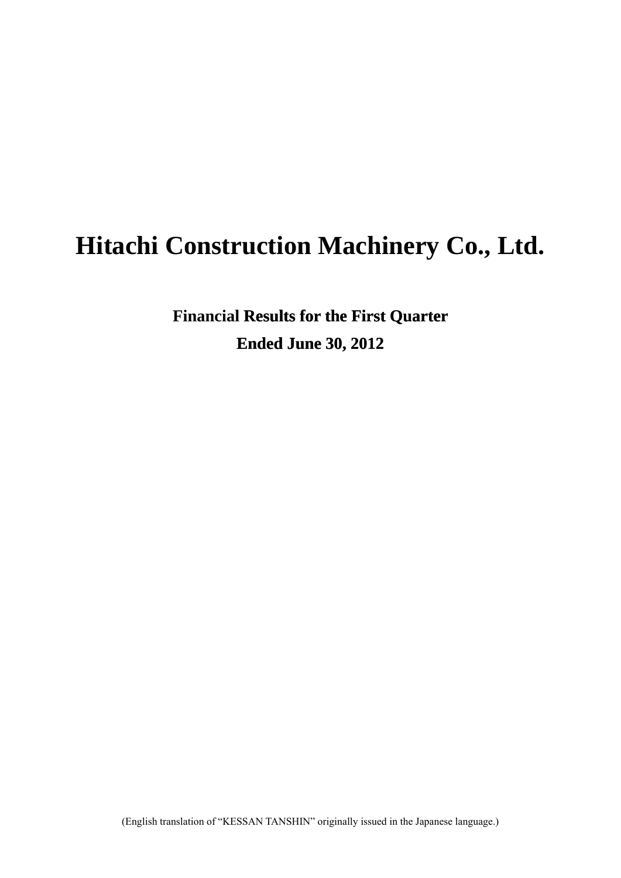# Hitachi Construction Machinery Co., Ltd.

## Financial Results for the First Quarter
## Ended June 30, 2012

(English translation of "KESSAN TANSHIN" originally issued in the Japanese language.)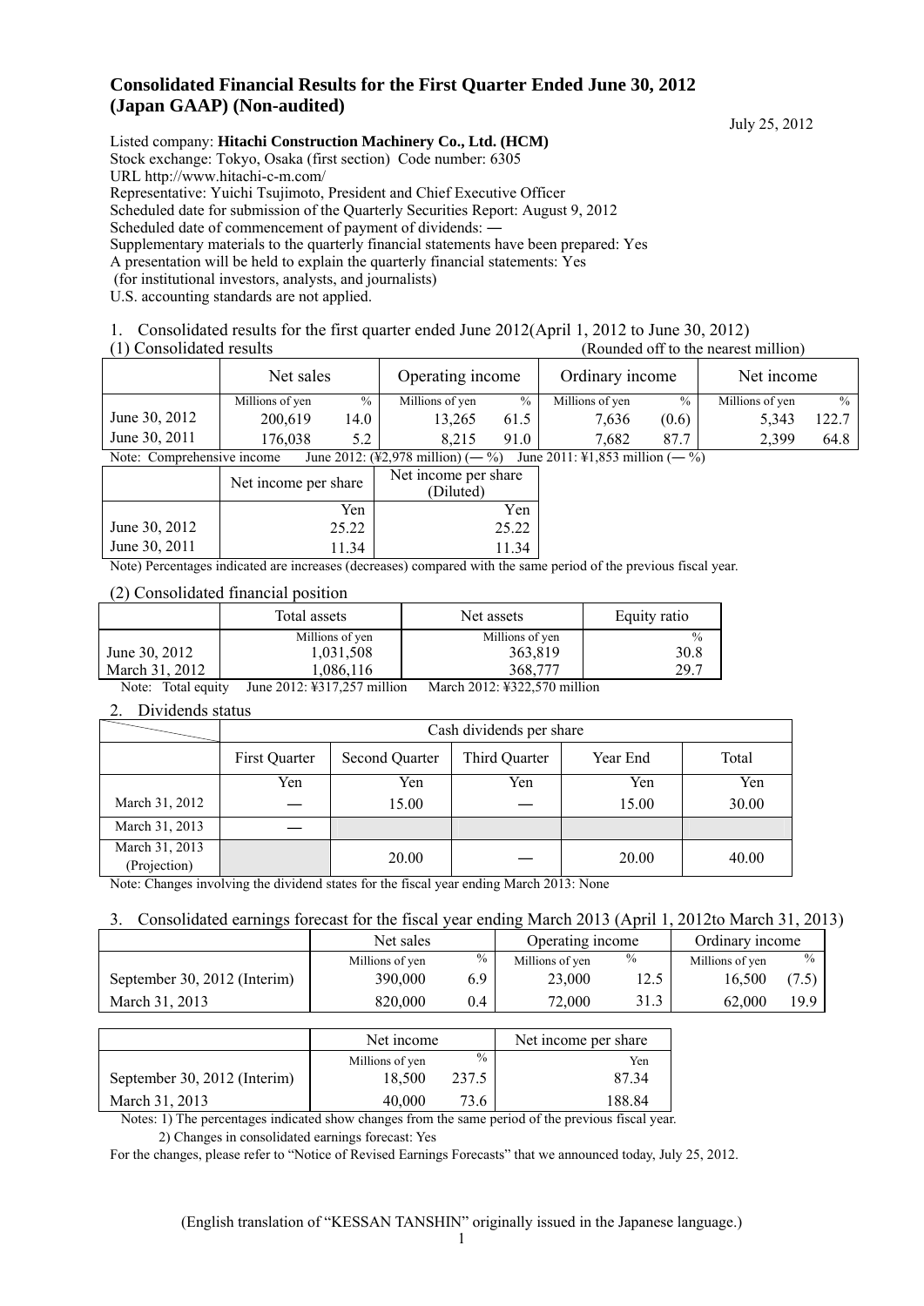# Consolidated Financial Results for the First Quarter Ended June 30, 2012 (Japan GAAP) (Non-audited)

July 25, 2012

Listed company: **Hitachi Construction Machinery Co., Ltd. (HCM)**
Stock exchange: Tokyo, Osaka (first section) Code number: 6305
URL http://www.hitachi-c-m.com/
Representative: Yuichi Tsujimoto, President and Chief Executive Officer
Scheduled date for submission of the Quarterly Securities Report: August 9, 2012
Scheduled date of commencement of payment of dividends: ―
Supplementary materials to the quarterly financial statements have been prepared: Yes
A presentation will be held to explain the quarterly financial statements: Yes
(for institutional investors, analysts, and journalists)
U.S. accounting standards are not applied.

1. Consolidated results for the first quarter ended June 2012(April 1, 2012 to June 30, 2012)

(1) Consolidated results (Rounded off to the nearest million)

| | Net sales | | Operating income | | Ordinary income | | Net income | |
|---|---|---|---|---|---|---|---|---|
| | Millions of yen | % | Millions of yen | % | Millions of yen | % | Millions of yen | % |
| June 30, 2012 | 200,619 | 14.0 | 13,265 | 61.5 | 7,636 | (0.6) | 5,343 | 122.7 |
| June 30, 2011 | 176,038 | 5.2 | 8,215 | 91.0 | 7,682 | 87.7 | 2,399 | 64.8 |

Note: Comprehensive income June 2012: (¥2,978 million) (― %) June 2011: ¥1,853 million (― %)

| | Net income per share | Net income per share (Diluted) |
|---|---|---|
| | Yen | Yen |
| June 30, 2012 | 25.22 | 25.22 |
| June 30, 2011 | 11.34 | 11.34 |

Note) Percentages indicated are increases (decreases) compared with the same period of the previous fiscal year.

(2) Consolidated financial position

| | Total assets | Net assets | Equity ratio |
|---|---|---|---|
| | Millions of yen | Millions of yen | % |
| June 30, 2012 | 1,031,508 | 363,819 | 30.8 |
| March 31, 2012 | 1,086,116 | 368,777 | 29.7 |

Note: Total equity June 2012: ¥317,257 million March 2012: ¥322,570 million

2. Dividends status

| | Cash dividends per share | | | | |
|---|---|---|---|---|---|
| | First Quarter | Second Quarter | Third Quarter | Year End | Total |
| | Yen | Yen | Yen | Yen | Yen |
| March 31, 2012 | ― | 15.00 | ― | 15.00 | 30.00 |
| March 31, 2013 | ― | | | | |
| March 31, 2013 (Projection) | | 20.00 | ― | 20.00 | 40.00 |

Note: Changes involving the dividend states for the fiscal year ending March 2013: None

3. Consolidated earnings forecast for the fiscal year ending March 2013 (April 1, 2012to March 31, 2013)

| | Net sales | | Operating income | | Ordinary income | |
|---|---|---|---|---|---|---|
| | Millions of yen | % | Millions of yen | % | Millions of yen | % |
| September 30, 2012 (Interim) | 390,000 | 6.9 | 23,000 | 12.5 | 16,500 | (7.5) |
| March 31, 2013 | 820,000 | 0.4 | 72,000 | 31.3 | 62,000 | 19.9 |

| | Net income | | Net income per share |
|---|---|---|---|
| | Millions of yen | % | Yen |
| September 30, 2012 (Interim) | 18,500 | 237.5 | 87.34 |
| March 31, 2013 | 40,000 | 73.6 | 188.84 |

Notes: 1) The percentages indicated show changes from the same period of the previous fiscal year.
2) Changes in consolidated earnings forecast: Yes

For the changes, please refer to "Notice of Revised Earnings Forecasts" that we announced today, July 25, 2012.

(English translation of "KESSAN TANSHIN" originally issued in the Japanese language.)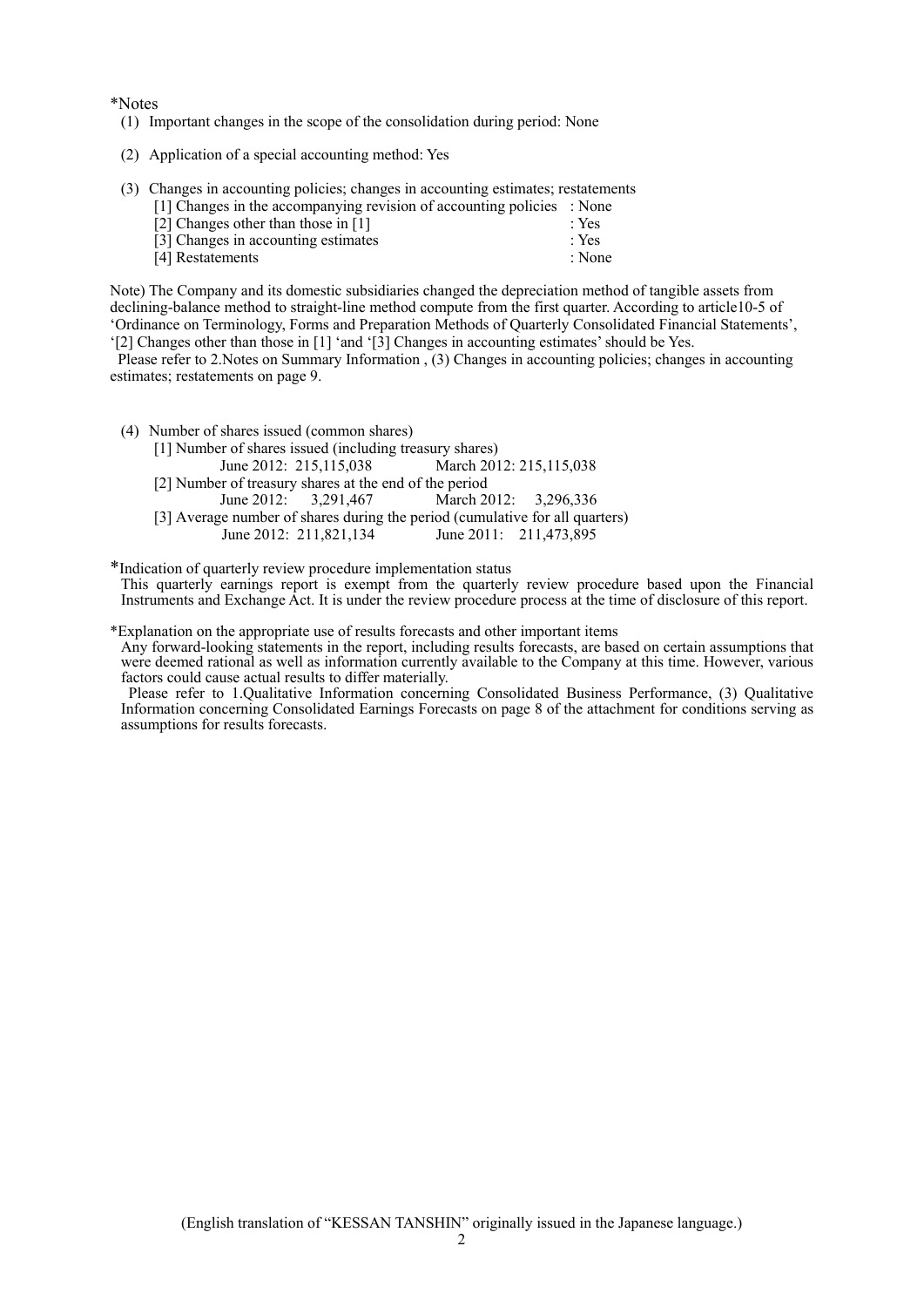*Notes

(1) Important changes in the scope of the consolidation during period: None

(2) Application of a special accounting method: Yes

(3) Changes in accounting policies; changes in accounting estimates; restatements

| | |
|---|---|
| [1] Changes in the accompanying revision of accounting policies | : None |
| [2] Changes other than those in [1] | : Yes |
| [3] Changes in accounting estimates | : Yes |
| [4] Restatements | : None |

Note) The Company and its domestic subsidiaries changed the depreciation method of tangible assets from declining-balance method to straight-line method compute from the first quarter. According to article10-5 of 'Ordinance on Terminology, Forms and Preparation Methods of Quarterly Consolidated Financial Statements', '[2] Changes other than those in [1] 'and '[3] Changes in accounting estimates' should be Yes.

Please refer to 2.Notes on Summary Information , (3) Changes in accounting policies; changes in accounting estimates; restatements on page 9.

(4) Number of shares issued (common shares)

[1] Number of shares issued (including treasury shares)

| | |
|---|---|
| June 2012: 215,115,038 | March 2012: 215,115,038 |

[2] Number of treasury shares at the end of the period

| | |
|---|---|
| June 2012: 3,291,467 | March 2012: 3,296,336 |

[3] Average number of shares during the period (cumulative for all quarters)

| | |
|---|---|
| June 2012: 211,821,134 | June 2011: 211,473,895 |

*Indication of quarterly review procedure implementation status

This quarterly earnings report is exempt from the quarterly review procedure based upon the Financial Instruments and Exchange Act. It is under the review procedure process at the time of disclosure of this report.

*Explanation on the appropriate use of results forecasts and other important items

Any forward-looking statements in the report, including results forecasts, are based on certain assumptions that were deemed rational as well as information currently available to the Company at this time. However, various factors could cause actual results to differ materially.

Please refer to 1.Qualitative Information concerning Consolidated Business Performance, (3) Qualitative Information concerning Consolidated Earnings Forecasts on page 8 of the attachment for conditions serving as assumptions for results forecasts.

(English translation of "KESSAN TANSHIN" originally issued in the Japanese language.)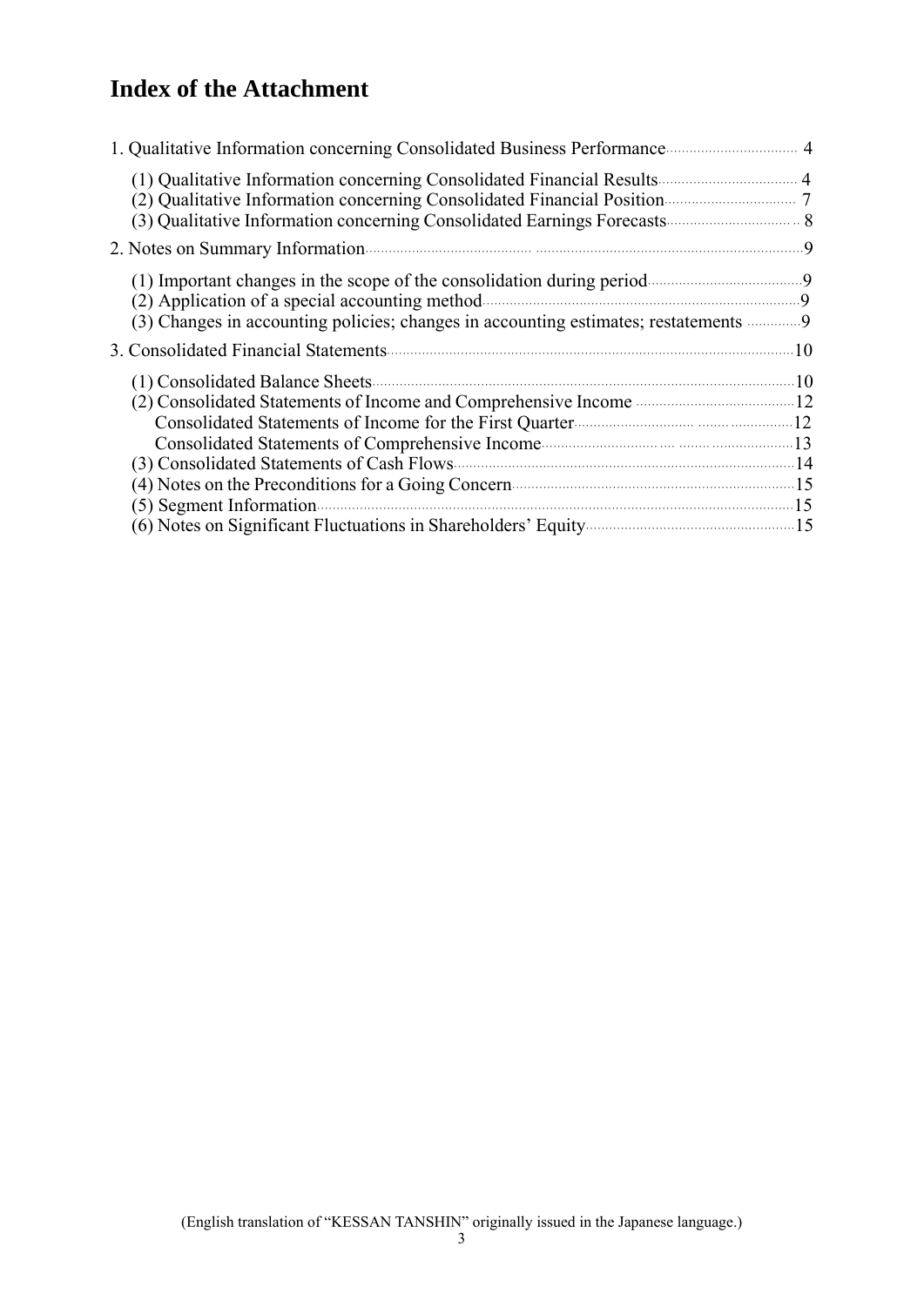# Index of the Attachment

1. Qualitative Information concerning Consolidated Business Performance ..... 4
   - (1) Qualitative Information concerning Consolidated Financial Results ..... 4
   - (2) Qualitative Information concerning Consolidated Financial Position ..... 7
   - (3) Qualitative Information concerning Consolidated Earnings Forecasts ..... 8
2. Notes on Summary Information ..... 9
   - (1) Important changes in the scope of the consolidation during period ..... 9
   - (2) Application of a special accounting method ..... 9
   - (3) Changes in accounting policies; changes in accounting estimates; restatements ..... 9
3. Consolidated Financial Statements ..... 10
   - (1) Consolidated Balance Sheets ..... 10
   - (2) Consolidated Statements of Income and Comprehensive Income ..... 12
     - Consolidated Statements of Income for the First Quarter ..... 12
     - Consolidated Statements of Comprehensive Income ..... 13
   - (3) Consolidated Statements of Cash Flows ..... 14
   - (4) Notes on the Preconditions for a Going Concern ..... 15
   - (5) Segment Information ..... 15
   - (6) Notes on Significant Fluctuations in Shareholders' Equity ..... 15

(English translation of "KESSAN TANSHIN" originally issued in the Japanese language.)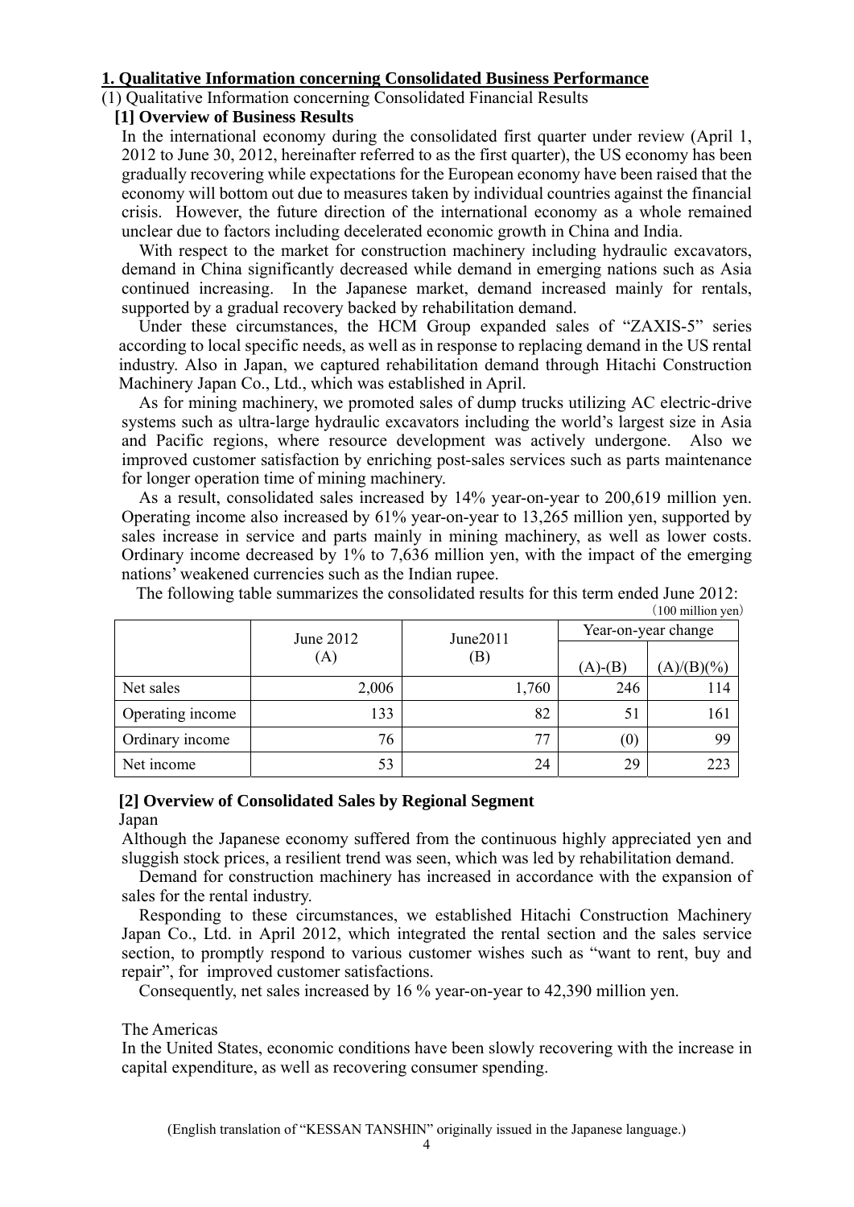## 1. Qualitative Information concerning Consolidated Business Performance

(1) Qualitative Information concerning Consolidated Financial Results

### [1] Overview of Business Results

In the international economy during the consolidated first quarter under review (April 1, 2012 to June 30, 2012, hereinafter referred to as the first quarter), the US economy has been gradually recovering while expectations for the European economy have been raised that the economy will bottom out due to measures taken by individual countries against the financial crisis. However, the future direction of the international economy as a whole remained unclear due to factors including decelerated economic growth in China and India.

With respect to the market for construction machinery including hydraulic excavators, demand in China significantly decreased while demand in emerging nations such as Asia continued increasing. In the Japanese market, demand increased mainly for rentals, supported by a gradual recovery backed by rehabilitation demand.

Under these circumstances, the HCM Group expanded sales of "ZAXIS-5" series according to local specific needs, as well as in response to replacing demand in the US rental industry. Also in Japan, we captured rehabilitation demand through Hitachi Construction Machinery Japan Co., Ltd., which was established in April.

As for mining machinery, we promoted sales of dump trucks utilizing AC electric-drive systems such as ultra-large hydraulic excavators including the world's largest size in Asia and Pacific regions, where resource development was actively undergone. Also we improved customer satisfaction by enriching post-sales services such as parts maintenance for longer operation time of mining machinery.

As a result, consolidated sales increased by 14% year-on-year to 200,619 million yen. Operating income also increased by 61% year-on-year to 13,265 million yen, supported by sales increase in service and parts mainly in mining machinery, as well as lower costs. Ordinary income decreased by 1% to 7,636 million yen, with the impact of the emerging nations' weakened currencies such as the Indian rupee.

The following table summarizes the consolidated results for this term ended June 2012:

(100 million yen)

| | June 2012 (A) | June2011 (B) | Year-on-year change | |
|---|---|---|---|---|
| | | | (A)-(B) | (A)/(B)(%) |
| Net sales | 2,006 | 1,760 | 246 | 114 |
| Operating income | 133 | 82 | 51 | 161 |
| Ordinary income | 76 | 77 | (0) | 99 |
| Net income | 53 | 24 | 29 | 223 |

### [2] Overview of Consolidated Sales by Regional Segment

Japan

Although the Japanese economy suffered from the continuous highly appreciated yen and sluggish stock prices, a resilient trend was seen, which was led by rehabilitation demand.

Demand for construction machinery has increased in accordance with the expansion of sales for the rental industry.

Responding to these circumstances, we established Hitachi Construction Machinery Japan Co., Ltd. in April 2012, which integrated the rental section and the sales service section, to promptly respond to various customer wishes such as "want to rent, buy and repair", for improved customer satisfactions.

Consequently, net sales increased by 16 % year-on-year to 42,390 million yen.

The Americas

In the United States, economic conditions have been slowly recovering with the increase in capital expenditure, as well as recovering consumer spending.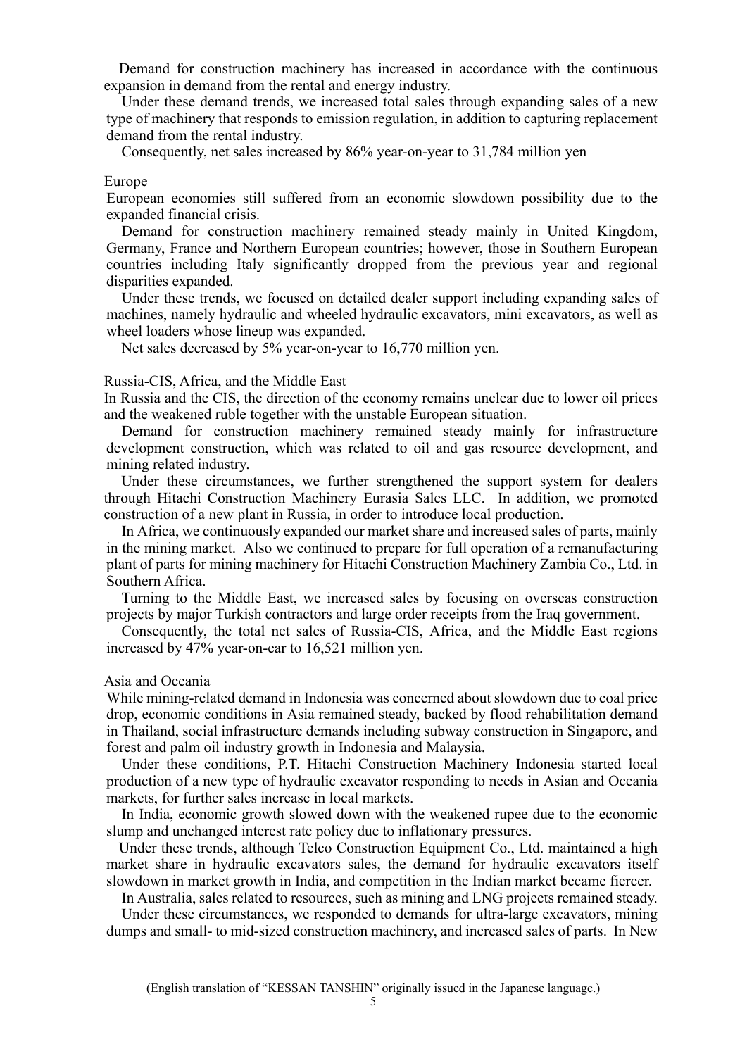Demand for construction machinery has increased in accordance with the continuous expansion in demand from the rental and energy industry.

Under these demand trends, we increased total sales through expanding sales of a new type of machinery that responds to emission regulation, in addition to capturing replacement demand from the rental industry.

Consequently, net sales increased by 86% year-on-year to 31,784 million yen

Europe

European economies still suffered from an economic slowdown possibility due to the expanded financial crisis.

Demand for construction machinery remained steady mainly in United Kingdom, Germany, France and Northern European countries; however, those in Southern European countries including Italy significantly dropped from the previous year and regional disparities expanded.

Under these trends, we focused on detailed dealer support including expanding sales of machines, namely hydraulic and wheeled hydraulic excavators, mini excavators, as well as wheel loaders whose lineup was expanded.

Net sales decreased by 5% year-on-year to 16,770 million yen.

Russia-CIS, Africa, and the Middle East

In Russia and the CIS, the direction of the economy remains unclear due to lower oil prices and the weakened ruble together with the unstable European situation.

Demand for construction machinery remained steady mainly for infrastructure development construction, which was related to oil and gas resource development, and mining related industry.

Under these circumstances, we further strengthened the support system for dealers through Hitachi Construction Machinery Eurasia Sales LLC. In addition, we promoted construction of a new plant in Russia, in order to introduce local production.

In Africa, we continuously expanded our market share and increased sales of parts, mainly in the mining market. Also we continued to prepare for full operation of a remanufacturing plant of parts for mining machinery for Hitachi Construction Machinery Zambia Co., Ltd. in Southern Africa.

Turning to the Middle East, we increased sales by focusing on overseas construction projects by major Turkish contractors and large order receipts from the Iraq government.

Consequently, the total net sales of Russia-CIS, Africa, and the Middle East regions increased by 47% year-on-ear to 16,521 million yen.

Asia and Oceania

While mining-related demand in Indonesia was concerned about slowdown due to coal price drop, economic conditions in Asia remained steady, backed by flood rehabilitation demand in Thailand, social infrastructure demands including subway construction in Singapore, and forest and palm oil industry growth in Indonesia and Malaysia.

Under these conditions, P.T. Hitachi Construction Machinery Indonesia started local production of a new type of hydraulic excavator responding to needs in Asian and Oceania markets, for further sales increase in local markets.

In India, economic growth slowed down with the weakened rupee due to the economic slump and unchanged interest rate policy due to inflationary pressures.

Under these trends, although Telco Construction Equipment Co., Ltd. maintained a high market share in hydraulic excavators sales, the demand for hydraulic excavators itself slowdown in market growth in India, and competition in the Indian market became fiercer.

In Australia, sales related to resources, such as mining and LNG projects remained steady.

Under these circumstances, we responded to demands for ultra-large excavators, mining dumps and small- to mid-sized construction machinery, and increased sales of parts. In New

(English translation of "KESSAN TANSHIN" originally issued in the Japanese language.)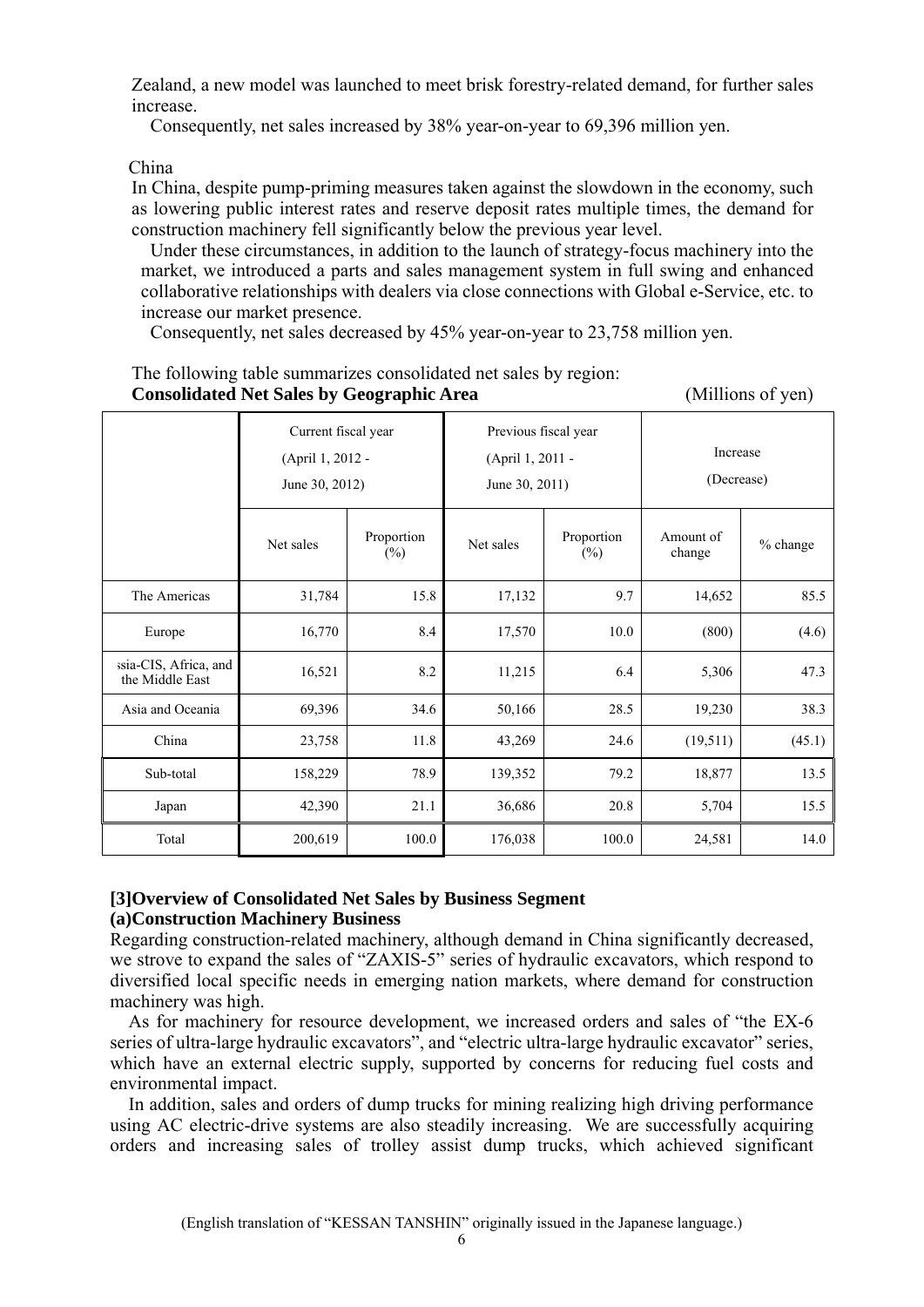Zealand, a new model was launched to meet brisk forestry-related demand, for further sales increase.

Consequently, net sales increased by 38% year-on-year to 69,396 million yen.

China

In China, despite pump-priming measures taken against the slowdown in the economy, such as lowering public interest rates and reserve deposit rates multiple times, the demand for construction machinery fell significantly below the previous year level.

Under these circumstances, in addition to the launch of strategy-focus machinery into the market, we introduced a parts and sales management system in full swing and enhanced collaborative relationships with dealers via close connections with Global e-Service, etc. to increase our market presence.

Consequently, net sales decreased by 45% year-on-year to 23,758 million yen.

The following table summarizes consolidated net sales by region:

**Consolidated Net Sales by Geographic Area** (Millions of yen)

| | Current fiscal year (April 1, 2012 - June 30, 2012) | | Previous fiscal year (April 1, 2011 - June 30, 2011) | | Increase (Decrease) | |
|---|---|---|---|---|---|---|
| | Net sales | Proportion (%) | Net sales | Proportion (%) | Amount of change | % change |
| The Americas | 31,784 | 15.8 | 17,132 | 9.7 | 14,652 | 85.5 |
| Europe | 16,770 | 8.4 | 17,570 | 10.0 | (800) | (4.6) |
| ssia-CIS, Africa, and the Middle East | 16,521 | 8.2 | 11,215 | 6.4 | 5,306 | 47.3 |
| Asia and Oceania | 69,396 | 34.6 | 50,166 | 28.5 | 19,230 | 38.3 |
| China | 23,758 | 11.8 | 43,269 | 24.6 | (19,511) | (45.1) |
| Sub-total | 158,229 | 78.9 | 139,352 | 79.2 | 18,877 | 13.5 |
| Japan | 42,390 | 21.1 | 36,686 | 20.8 | 5,704 | 15.5 |
| Total | 200,619 | 100.0 | 176,038 | 100.0 | 24,581 | 14.0 |

**[3]Overview of Consolidated Net Sales by Business Segment**

**(a)Construction Machinery Business**

Regarding construction-related machinery, although demand in China significantly decreased, we strove to expand the sales of "ZAXIS-5" series of hydraulic excavators, which respond to diversified local specific needs in emerging nation markets, where demand for construction machinery was high.

As for machinery for resource development, we increased orders and sales of "the EX-6 series of ultra-large hydraulic excavators", and "electric ultra-large hydraulic excavator" series, which have an external electric supply, supported by concerns for reducing fuel costs and environmental impact.

In addition, sales and orders of dump trucks for mining realizing high driving performance using AC electric-drive systems are also steadily increasing. We are successfully acquiring orders and increasing sales of trolley assist dump trucks, which achieved significant

(English translation of "KESSAN TANSHIN" originally issued in the Japanese language.)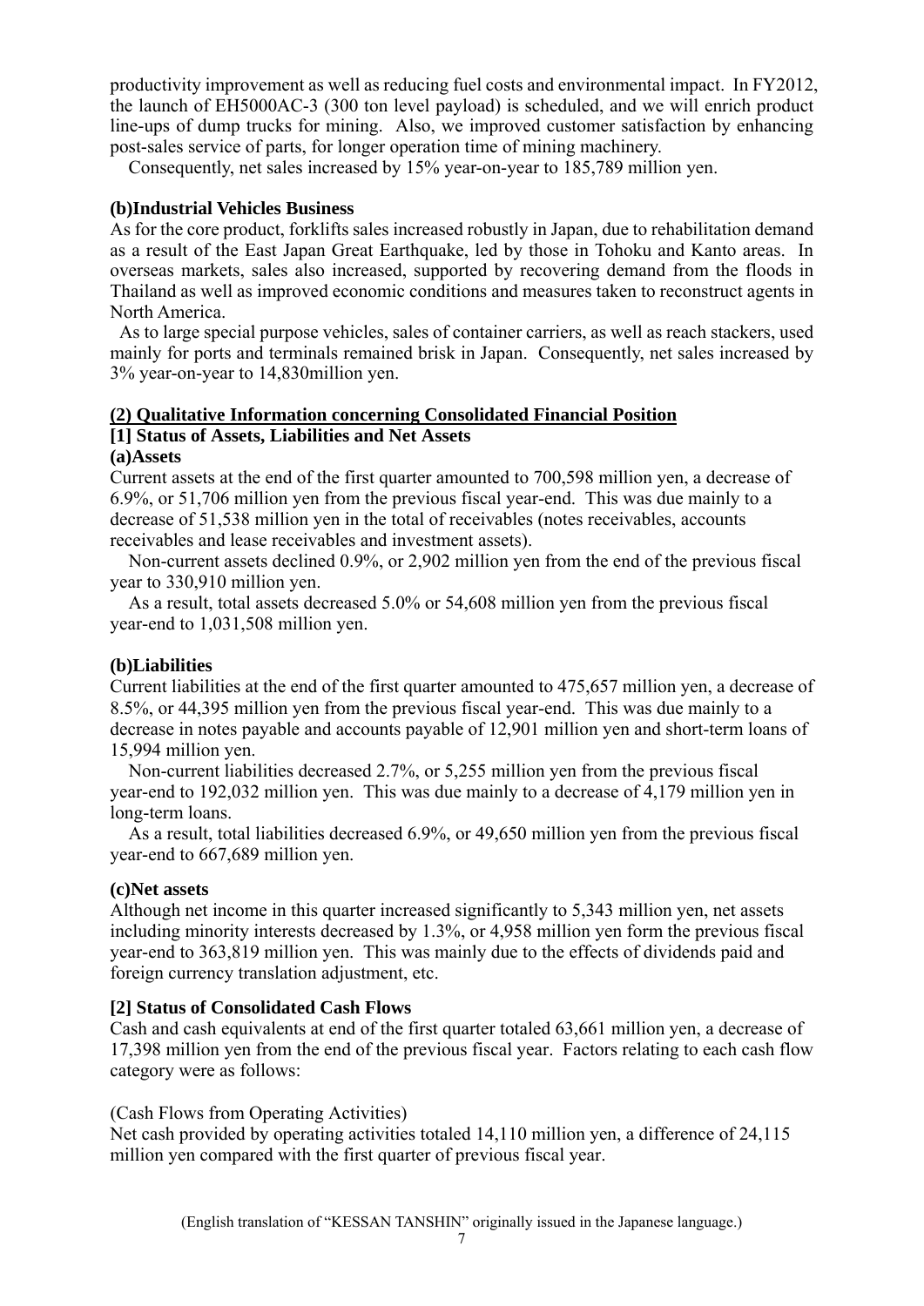productivity improvement as well as reducing fuel costs and environmental impact. In FY2012, the launch of EH5000AC-3 (300 ton level payload) is scheduled, and we will enrich product line-ups of dump trucks for mining. Also, we improved customer satisfaction by enhancing post-sales service of parts, for longer operation time of mining machinery.

Consequently, net sales increased by 15% year-on-year to 185,789 million yen.

**(b)Industrial Vehicles Business**

As for the core product, forklifts sales increased robustly in Japan, due to rehabilitation demand as a result of the East Japan Great Earthquake, led by those in Tohoku and Kanto areas. In overseas markets, sales also increased, supported by recovering demand from the floods in Thailand as well as improved economic conditions and measures taken to reconstruct agents in North America.

As to large special purpose vehicles, sales of container carriers, as well as reach stackers, used mainly for ports and terminals remained brisk in Japan. Consequently, net sales increased by 3% year-on-year to 14,830million yen.

**(2) Qualitative Information concerning Consolidated Financial Position**

**[1] Status of Assets, Liabilities and Net Assets**

**(a)Assets**

Current assets at the end of the first quarter amounted to 700,598 million yen, a decrease of 6.9%, or 51,706 million yen from the previous fiscal year-end. This was due mainly to a decrease of 51,538 million yen in the total of receivables (notes receivables, accounts receivables and lease receivables and investment assets).

Non-current assets declined 0.9%, or 2,902 million yen from the end of the previous fiscal year to 330,910 million yen.

As a result, total assets decreased 5.0% or 54,608 million yen from the previous fiscal year-end to 1,031,508 million yen.

**(b)Liabilities**

Current liabilities at the end of the first quarter amounted to 475,657 million yen, a decrease of 8.5%, or 44,395 million yen from the previous fiscal year-end. This was due mainly to a decrease in notes payable and accounts payable of 12,901 million yen and short-term loans of 15,994 million yen.

Non-current liabilities decreased 2.7%, or 5,255 million yen from the previous fiscal year-end to 192,032 million yen. This was due mainly to a decrease of 4,179 million yen in long-term loans.

As a result, total liabilities decreased 6.9%, or 49,650 million yen from the previous fiscal year-end to 667,689 million yen.

**(c)Net assets**

Although net income in this quarter increased significantly to 5,343 million yen, net assets including minority interests decreased by 1.3%, or 4,958 million yen form the previous fiscal year-end to 363,819 million yen. This was mainly due to the effects of dividends paid and foreign currency translation adjustment, etc.

**[2] Status of Consolidated Cash Flows**

Cash and cash equivalents at end of the first quarter totaled 63,661 million yen, a decrease of 17,398 million yen from the end of the previous fiscal year. Factors relating to each cash flow category were as follows:

(Cash Flows from Operating Activities)

Net cash provided by operating activities totaled 14,110 million yen, a difference of 24,115 million yen compared with the first quarter of previous fiscal year.

(English translation of "KESSAN TANSHIN" originally issued in the Japanese language.)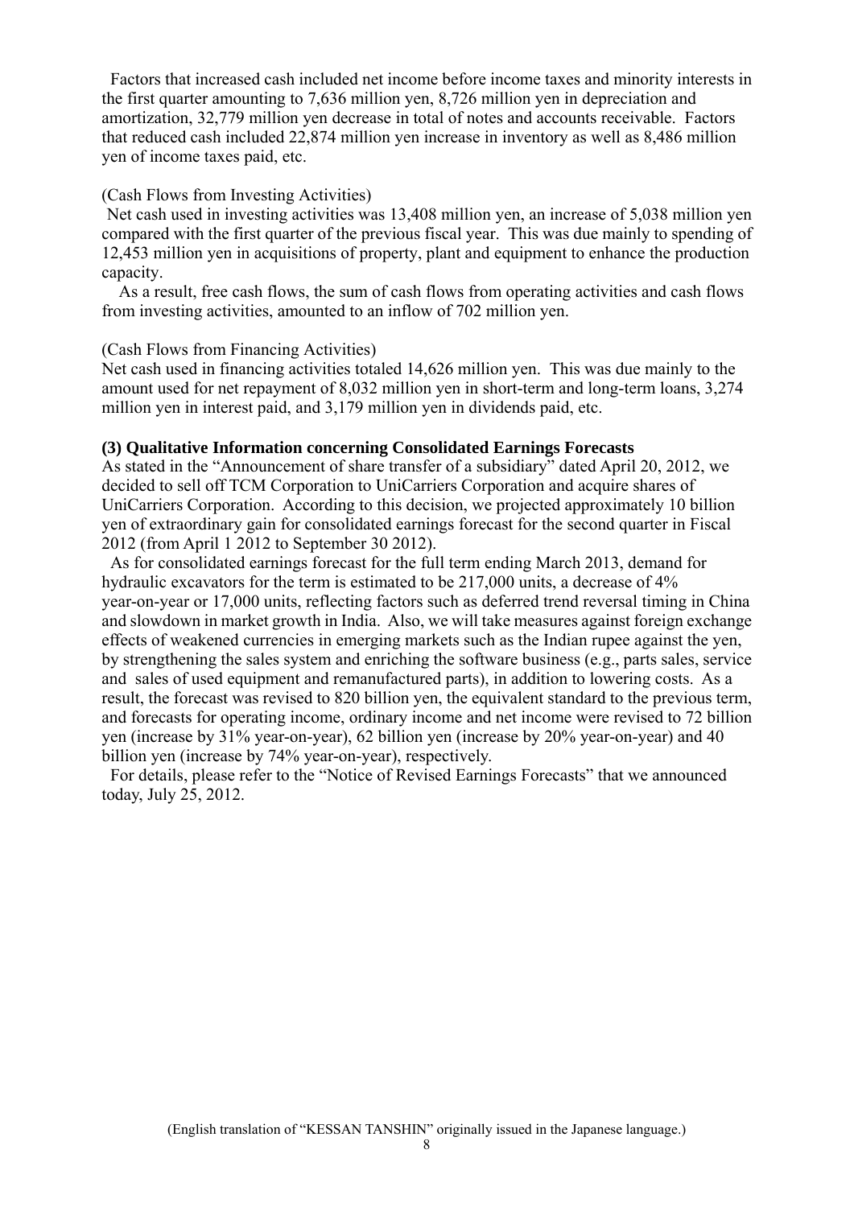Factors that increased cash included net income before income taxes and minority interests in the first quarter amounting to 7,636 million yen, 8,726 million yen in depreciation and amortization, 32,779 million yen decrease in total of notes and accounts receivable. Factors that reduced cash included 22,874 million yen increase in inventory as well as 8,486 million yen of income taxes paid, etc.

(Cash Flows from Investing Activities)

Net cash used in investing activities was 13,408 million yen, an increase of 5,038 million yen compared with the first quarter of the previous fiscal year. This was due mainly to spending of 12,453 million yen in acquisitions of property, plant and equipment to enhance the production capacity.

As a result, free cash flows, the sum of cash flows from operating activities and cash flows from investing activities, amounted to an inflow of 702 million yen.

(Cash Flows from Financing Activities)

Net cash used in financing activities totaled 14,626 million yen. This was due mainly to the amount used for net repayment of 8,032 million yen in short-term and long-term loans, 3,274 million yen in interest paid, and 3,179 million yen in dividends paid, etc.

**(3) Qualitative Information concerning Consolidated Earnings Forecasts**

As stated in the "Announcement of share transfer of a subsidiary" dated April 20, 2012, we decided to sell off TCM Corporation to UniCarriers Corporation and acquire shares of UniCarriers Corporation. According to this decision, we projected approximately 10 billion yen of extraordinary gain for consolidated earnings forecast for the second quarter in Fiscal 2012 (from April 1 2012 to September 30 2012).

As for consolidated earnings forecast for the full term ending March 2013, demand for hydraulic excavators for the term is estimated to be 217,000 units, a decrease of 4% year-on-year or 17,000 units, reflecting factors such as deferred trend reversal timing in China and slowdown in market growth in India. Also, we will take measures against foreign exchange effects of weakened currencies in emerging markets such as the Indian rupee against the yen, by strengthening the sales system and enriching the software business (e.g., parts sales, service and sales of used equipment and remanufactured parts), in addition to lowering costs. As a result, the forecast was revised to 820 billion yen, the equivalent standard to the previous term, and forecasts for operating income, ordinary income and net income were revised to 72 billion yen (increase by 31% year-on-year), 62 billion yen (increase by 20% year-on-year) and 40 billion yen (increase by 74% year-on-year), respectively.

For details, please refer to the "Notice of Revised Earnings Forecasts" that we announced today, July 25, 2012.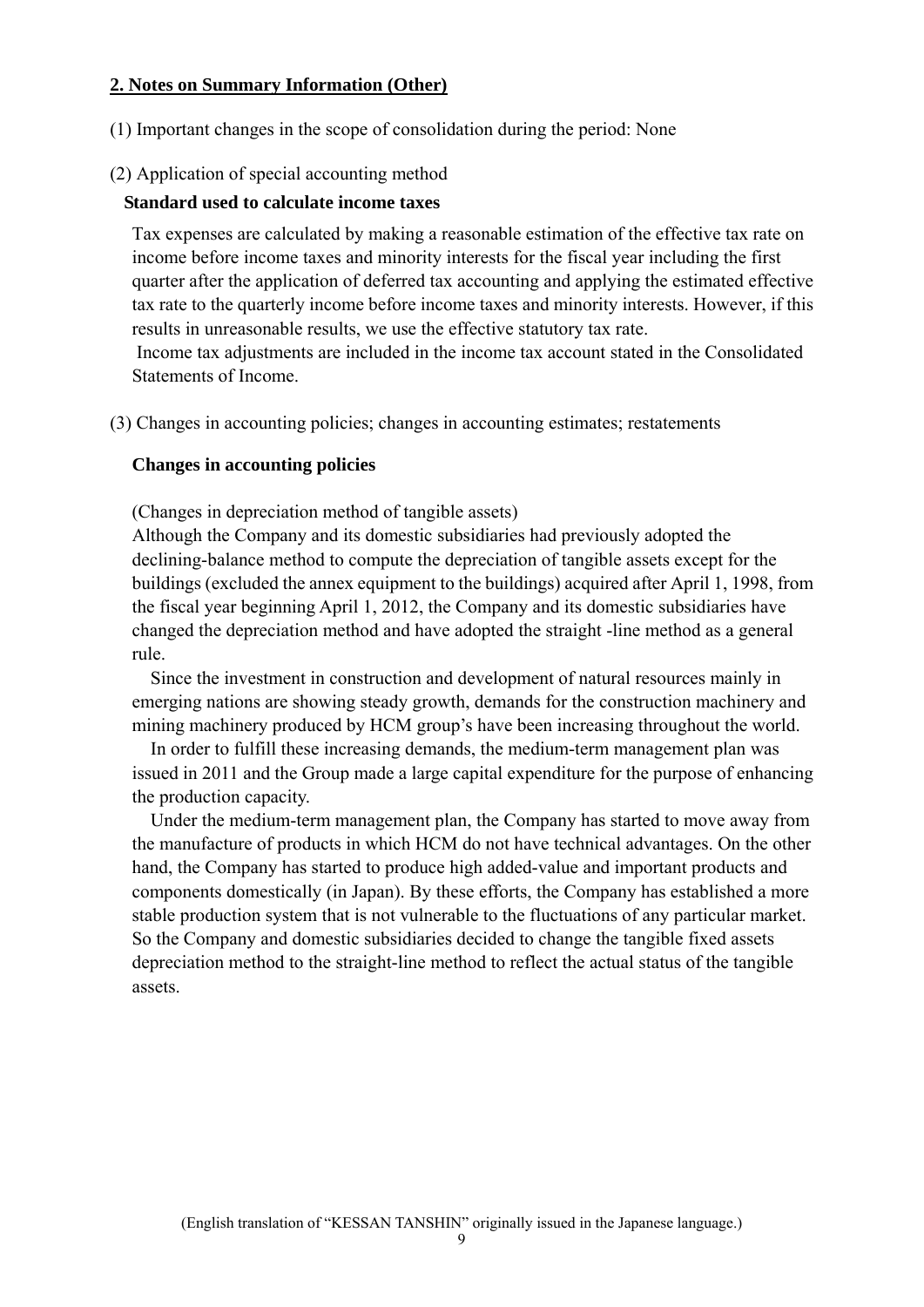## 2. Notes on Summary Information (Other)

(1) Important changes in the scope of consolidation during the period: None

(2) Application of special accounting method

**Standard used to calculate income taxes**

Tax expenses are calculated by making a reasonable estimation of the effective tax rate on income before income taxes and minority interests for the fiscal year including the first quarter after the application of deferred tax accounting and applying the estimated effective tax rate to the quarterly income before income taxes and minority interests. However, if this results in unreasonable results, we use the effective statutory tax rate.

Income tax adjustments are included in the income tax account stated in the Consolidated Statements of Income.

(3) Changes in accounting policies; changes in accounting estimates; restatements

**Changes in accounting policies**

(Changes in depreciation method of tangible assets)

Although the Company and its domestic subsidiaries had previously adopted the declining-balance method to compute the depreciation of tangible assets except for the buildings (excluded the annex equipment to the buildings) acquired after April 1, 1998, from the fiscal year beginning April 1, 2012, the Company and its domestic subsidiaries have changed the depreciation method and have adopted the straight -line method as a general rule.

Since the investment in construction and development of natural resources mainly in emerging nations are showing steady growth, demands for the construction machinery and mining machinery produced by HCM group's have been increasing throughout the world.

In order to fulfill these increasing demands, the medium-term management plan was issued in 2011 and the Group made a large capital expenditure for the purpose of enhancing the production capacity.

Under the medium-term management plan, the Company has started to move away from the manufacture of products in which HCM do not have technical advantages. On the other hand, the Company has started to produce high added-value and important products and components domestically (in Japan). By these efforts, the Company has established a more stable production system that is not vulnerable to the fluctuations of any particular market. So the Company and domestic subsidiaries decided to change the tangible fixed assets depreciation method to the straight-line method to reflect the actual status of the tangible assets.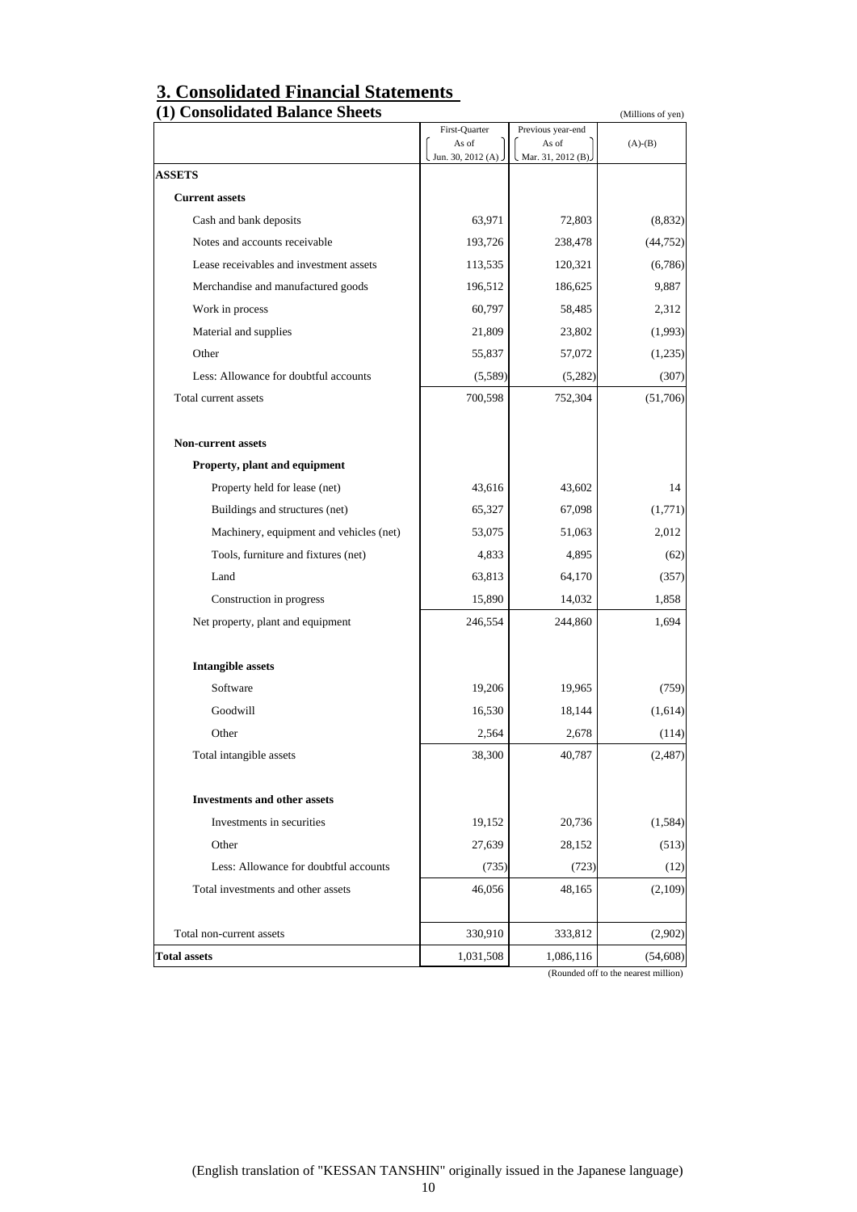# 3. Consolidated Financial Statements

## (1) Consolidated Balance Sheets

(Millions of yen)

| | First-Quarter As of Jun. 30, 2012 (A) | Previous year-end As of Mar. 31, 2012 (B) | (A)-(B) |
|---|---|---|---|
| **ASSETS** | | | |
| **Current assets** | | | |
| Cash and bank deposits | 63,971 | 72,803 | (8,832) |
| Notes and accounts receivable | 193,726 | 238,478 | (44,752) |
| Lease receivables and investment assets | 113,535 | 120,321 | (6,786) |
| Merchandise and manufactured goods | 196,512 | 186,625 | 9,887 |
| Work in process | 60,797 | 58,485 | 2,312 |
| Material and supplies | 21,809 | 23,802 | (1,993) |
| Other | 55,837 | 57,072 | (1,235) |
| Less: Allowance for doubtful accounts | (5,589) | (5,282) | (307) |
| Total current assets | 700,598 | 752,304 | (51,706) |
| **Non-current assets** | | | |
| **Property, plant and equipment** | | | |
| Property held for lease (net) | 43,616 | 43,602 | 14 |
| Buildings and structures (net) | 65,327 | 67,098 | (1,771) |
| Machinery, equipment and vehicles (net) | 53,075 | 51,063 | 2,012 |
| Tools, furniture and fixtures (net) | 4,833 | 4,895 | (62) |
| Land | 63,813 | 64,170 | (357) |
| Construction in progress | 15,890 | 14,032 | 1,858 |
| Net property, plant and equipment | 246,554 | 244,860 | 1,694 |
| **Intangible assets** | | | |
| Software | 19,206 | 19,965 | (759) |
| Goodwill | 16,530 | 18,144 | (1,614) |
| Other | 2,564 | 2,678 | (114) |
| Total intangible assets | 38,300 | 40,787 | (2,487) |
| **Investments and other assets** | | | |
| Investments in securities | 19,152 | 20,736 | (1,584) |
| Other | 27,639 | 28,152 | (513) |
| Less: Allowance for doubtful accounts | (735) | (723) | (12) |
| Total investments and other assets | 46,056 | 48,165 | (2,109) |
| Total non-current assets | 330,910 | 333,812 | (2,902) |
| **Total assets** | 1,031,508 | 1,086,116 | (54,608) |

(Rounded off to the nearest million)

(English translation of "KESSAN TANSHIN" originally issued in the Japanese language)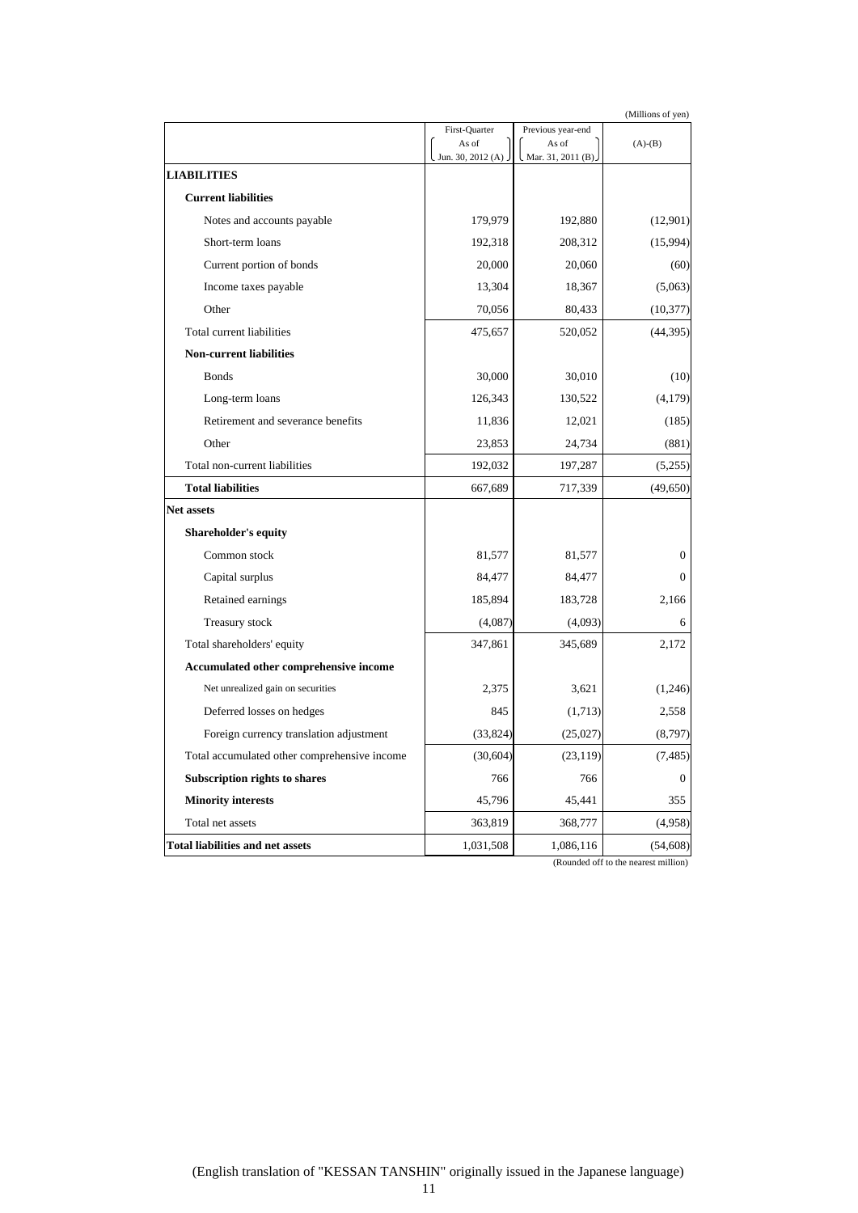(Millions of yen)

| | First-Quarter As of Jun. 30, 2012 (A) | Previous year-end As of Mar. 31, 2011 (B) | (A)-(B) |
|---|---|---|---|
| **LIABILITIES** | | | |
| **Current liabilities** | | | |
| Notes and accounts payable | 179,979 | 192,880 | (12,901) |
| Short-term loans | 192,318 | 208,312 | (15,994) |
| Current portion of bonds | 20,000 | 20,060 | (60) |
| Income taxes payable | 13,304 | 18,367 | (5,063) |
| Other | 70,056 | 80,433 | (10,377) |
| Total current liabilities | 475,657 | 520,052 | (44,395) |
| **Non-current liabilities** | | | |
| Bonds | 30,000 | 30,010 | (10) |
| Long-term loans | 126,343 | 130,522 | (4,179) |
| Retirement and severance benefits | 11,836 | 12,021 | (185) |
| Other | 23,853 | 24,734 | (881) |
| Total non-current liabilities | 192,032 | 197,287 | (5,255) |
| **Total liabilities** | 667,689 | 717,339 | (49,650) |
| **Net assets** | | | |
| **Shareholder's equity** | | | |
| Common stock | 81,577 | 81,577 | 0 |
| Capital surplus | 84,477 | 84,477 | 0 |
| Retained earnings | 185,894 | 183,728 | 2,166 |
| Treasury stock | (4,087) | (4,093) | 6 |
| Total shareholders' equity | 347,861 | 345,689 | 2,172 |
| **Accumulated other comprehensive income** | | | |
| Net unrealized gain on securities | 2,375 | 3,621 | (1,246) |
| Deferred losses on hedges | 845 | (1,713) | 2,558 |
| Foreign currency translation adjustment | (33,824) | (25,027) | (8,797) |
| Total accumulated other comprehensive income | (30,604) | (23,119) | (7,485) |
| **Subscription rights to shares** | 766 | 766 | 0 |
| **Minority interests** | 45,796 | 45,441 | 355 |
| Total net assets | 363,819 | 368,777 | (4,958) |
| **Total liabilities and net assets** | 1,031,508 | 1,086,116 | (54,608) |

(Rounded off to the nearest million)

(English translation of "KESSAN TANSHIN" originally issued in the Japanese language)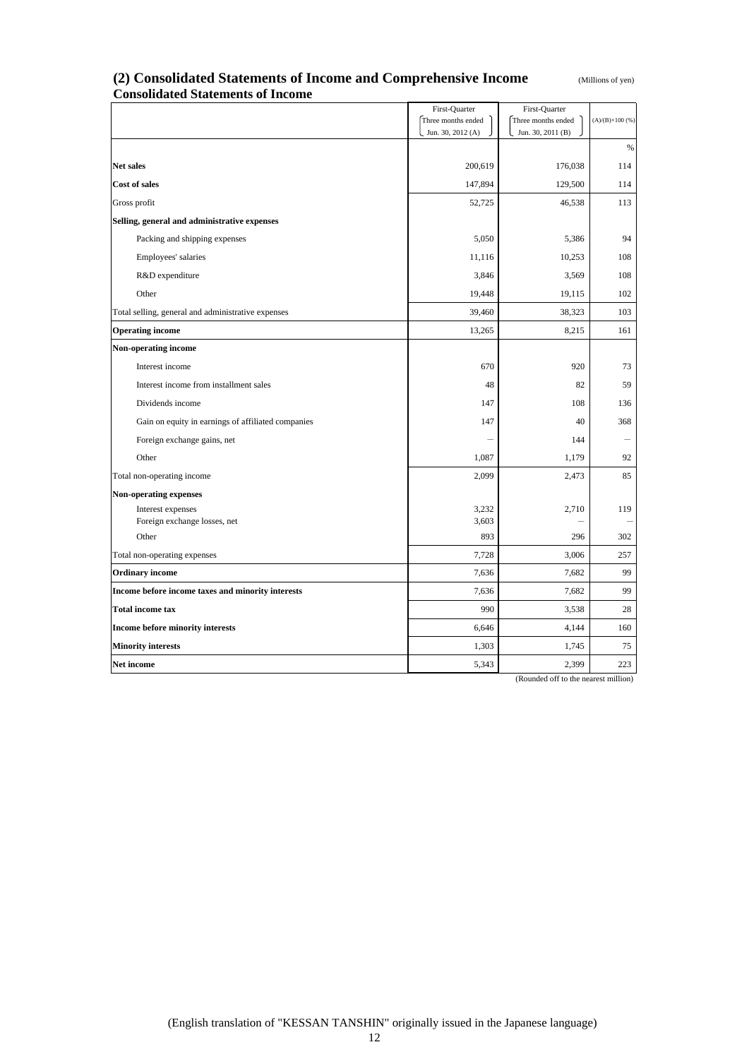## (2) Consolidated Statements of Income and Comprehensive Income

(Millions of yen)

### Consolidated Statements of Income

| | First-Quarter Three months ended Jun. 30, 2012 (A) | First-Quarter Three months ended Jun. 30, 2011 (B) | (A)/(B)×100 (%) |
|---|---|---|---|
| | | | % |
| **Net sales** | 200,619 | 176,038 | 114 |
| **Cost of sales** | 147,894 | 129,500 | 114 |
| Gross profit | 52,725 | 46,538 | 113 |
| **Selling, general and administrative expenses** | | | |
| Packing and shipping expenses | 5,050 | 5,386 | 94 |
| Employees' salaries | 11,116 | 10,253 | 108 |
| R&D expenditure | 3,846 | 3,569 | 108 |
| Other | 19,448 | 19,115 | 102 |
| Total selling, general and administrative expenses | 39,460 | 38,323 | 103 |
| **Operating income** | 13,265 | 8,215 | 161 |
| **Non-operating income** | | | |
| Interest income | 670 | 920 | 73 |
| Interest income from installment sales | 48 | 82 | 59 |
| Dividends income | 147 | 108 | 136 |
| Gain on equity in earnings of affiliated companies | 147 | 40 | 368 |
| Foreign exchange gains, net | — | 144 | — |
| Other | 1,087 | 1,179 | 92 |
| Total non-operating income | 2,099 | 2,473 | 85 |
| **Non-operating expenses** | | | |
| Interest expenses | 3,232 | 2,710 | 119 |
| Foreign exchange losses, net | 3,603 | — | — |
| Other | 893 | 296 | 302 |
| Total non-operating expenses | 7,728 | 3,006 | 257 |
| **Ordinary income** | 7,636 | 7,682 | 99 |
| **Income before income taxes and minority interests** | 7,636 | 7,682 | 99 |
| **Total income tax** | 990 | 3,538 | 28 |
| **Income before minority interests** | 6,646 | 4,144 | 160 |
| **Minority interests** | 1,303 | 1,745 | 75 |
| **Net income** | 5,343 | 2,399 | 223 |

(Rounded off to the nearest million)

(English translation of "KESSAN TANSHIN" originally issued in the Japanese language)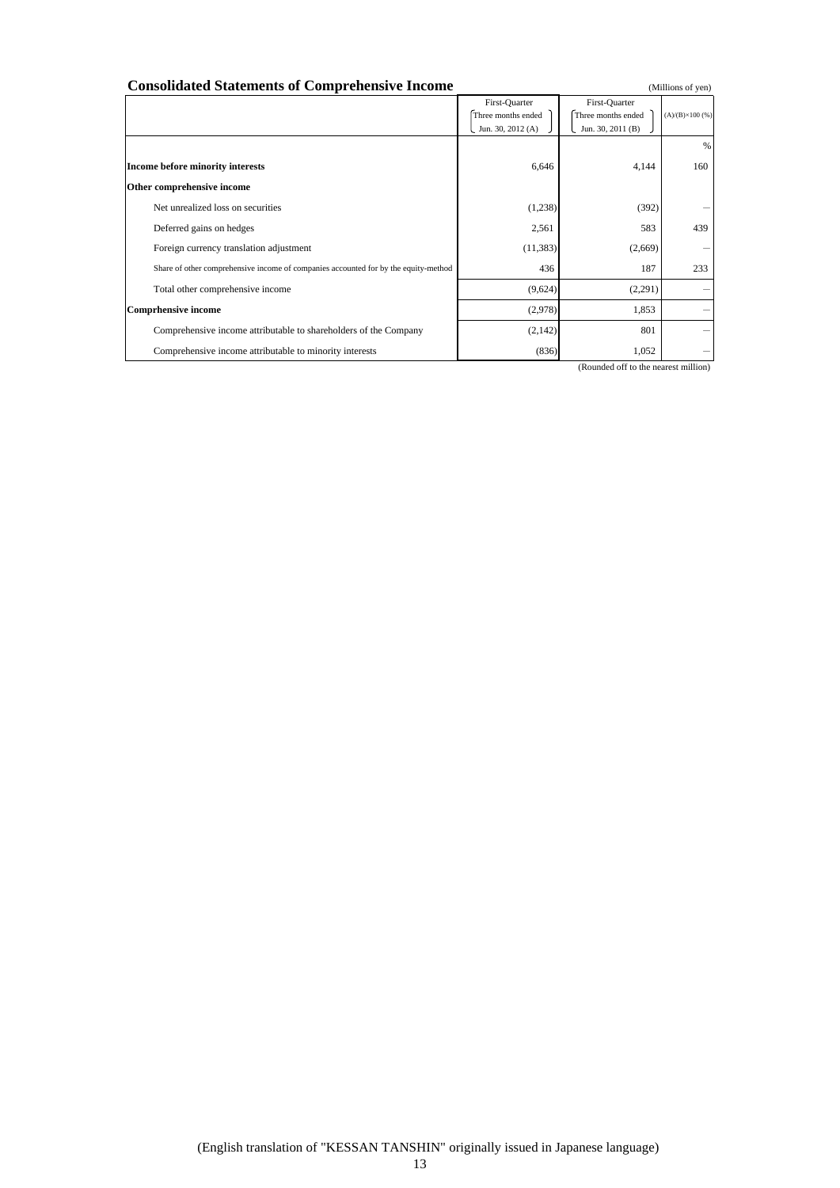## Consolidated Statements of Comprehensive Income

(Millions of yen)

| | First-Quarter Three months ended Jun. 30, 2012 (A) | First-Quarter Three months ended Jun. 30, 2011 (B) | (A)/(B)×100 (%) |
|---|---|---|---|
| | | | % |
| **Income before minority interests** | 6,646 | 4,144 | 160 |
| **Other comprehensive income** | | | |
| Net unrealized loss on securities | (1,238) | (392) | — |
| Deferred gains on hedges | 2,561 | 583 | 439 |
| Foreign currency translation adjustment | (11,383) | (2,669) | — |
| Share of other comprehensive income of companies accounted for by the equity-method | 436 | 187 | 233 |
| Total other comprehensive income | (9,624) | (2,291) | — |
| **Comprhensive income** | (2,978) | 1,853 | — |
| Comprehensive income attributable to shareholders of the Company | (2,142) | 801 | — |
| Comprehensive income attributable to minority interests | (836) | 1,052 | — |

(Rounded off to the nearest million)

(English translation of "KESSAN TANSHIN" originally issued in Japanese language)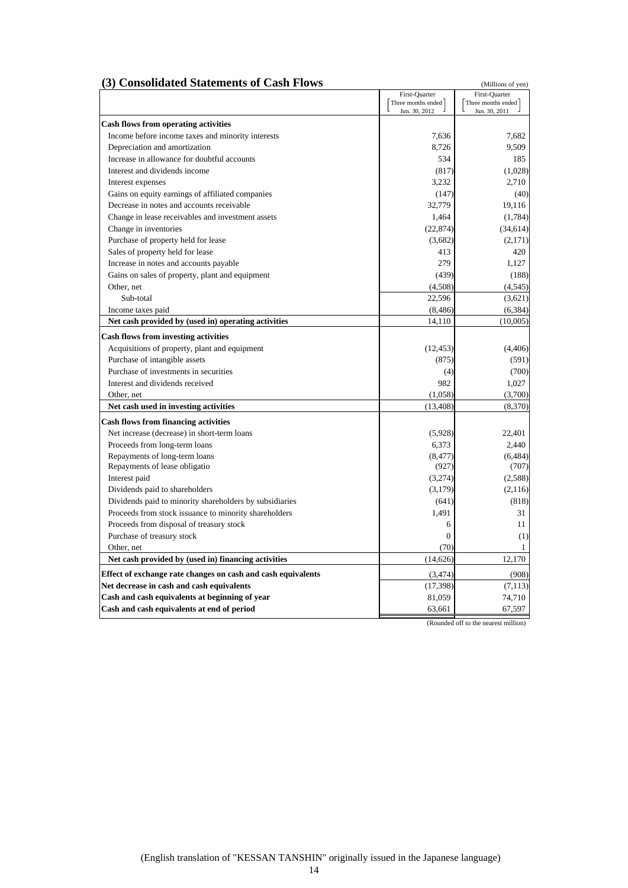### (3) Consolidated Statements of Cash Flows

(Millions of yen)

| | First-Quarter (Three months ended Jun. 30, 2012) | First-Quarter (Three months ended Jun. 30, 2011) |
|---|---|---|
| **Cash flows from operating activities** | | |
| Income before income taxes and minority interests | 7,636 | 7,682 |
| Depreciation and amortization | 8,726 | 9,509 |
| Increase in allowance for doubtful accounts | 534 | 185 |
| Interest and dividends income | (817) | (1,028) |
| Interest expenses | 3,232 | 2,710 |
| Gains on equity earnings of affiliated companies | (147) | (40) |
| Decrease in notes and accounts receivable | 32,779 | 19,116 |
| Change in lease receivables and investment assets | 1,464 | (1,784) |
| Change in inventories | (22,874) | (34,614) |
| Purchase of property held for lease | (3,682) | (2,171) |
| Sales of property held for lease | 413 | 420 |
| Increase in notes and accounts payable | 279 | 1,127 |
| Gains on sales of property, plant and equipment | (439) | (188) |
| Other, net | (4,508) | (4,545) |
| Sub-total | 22,596 | (3,621) |
| Income taxes paid | (8,486) | (6,384) |
| **Net cash provided by (used in) operating activities** | 14,110 | (10,005) |
| **Cash flows from investing activities** | | |
| Acquisitions of property, plant and equipment | (12,453) | (4,406) |
| Purchase of intangible assets | (875) | (591) |
| Purchase of investments in securities | (4) | (700) |
| Interest and dividends received | 982 | 1,027 |
| Other, net | (1,058) | (3,700) |
| **Net cash used in investing activities** | (13,408) | (8,370) |
| **Cash flows from financing activities** | | |
| Net increase (decrease) in short-term loans | (5,928) | 22,401 |
| Proceeds from long-term loans | 6,373 | 2,440 |
| Repayments of long-term loans | (8,477) | (6,484) |
| Repayments of lease obligatio | (927) | (707) |
| Interest paid | (3,274) | (2,588) |
| Dividends paid to shareholders | (3,179) | (2,116) |
| Dividends paid to minority shareholders by subsidiaries | (641) | (818) |
| Proceeds from stock issuance to minority shareholders | 1,491 | 31 |
| Proceeds from disposal of treasury stock | 6 | 11 |
| Purchase of treasury stock | 0 | (1) |
| Other, net | (70) | 1 |
| **Net cash provided by (used in) financing activities** | (14,626) | 12,170 |
| **Effect of exchange rate changes on cash and cash equivalents** | (3,474) | (908) |
| **Net decrease in cash and cash equivalents** | (17,398) | (7,113) |
| **Cash and cash equivalents at beginning of year** | 81,059 | 74,710 |
| **Cash and cash equivalents at end of period** | 63,661 | 67,597 |

(Rounded off to the nearest million)

(English translation of "KESSAN TANSHIN" originally issued in the Japanese language)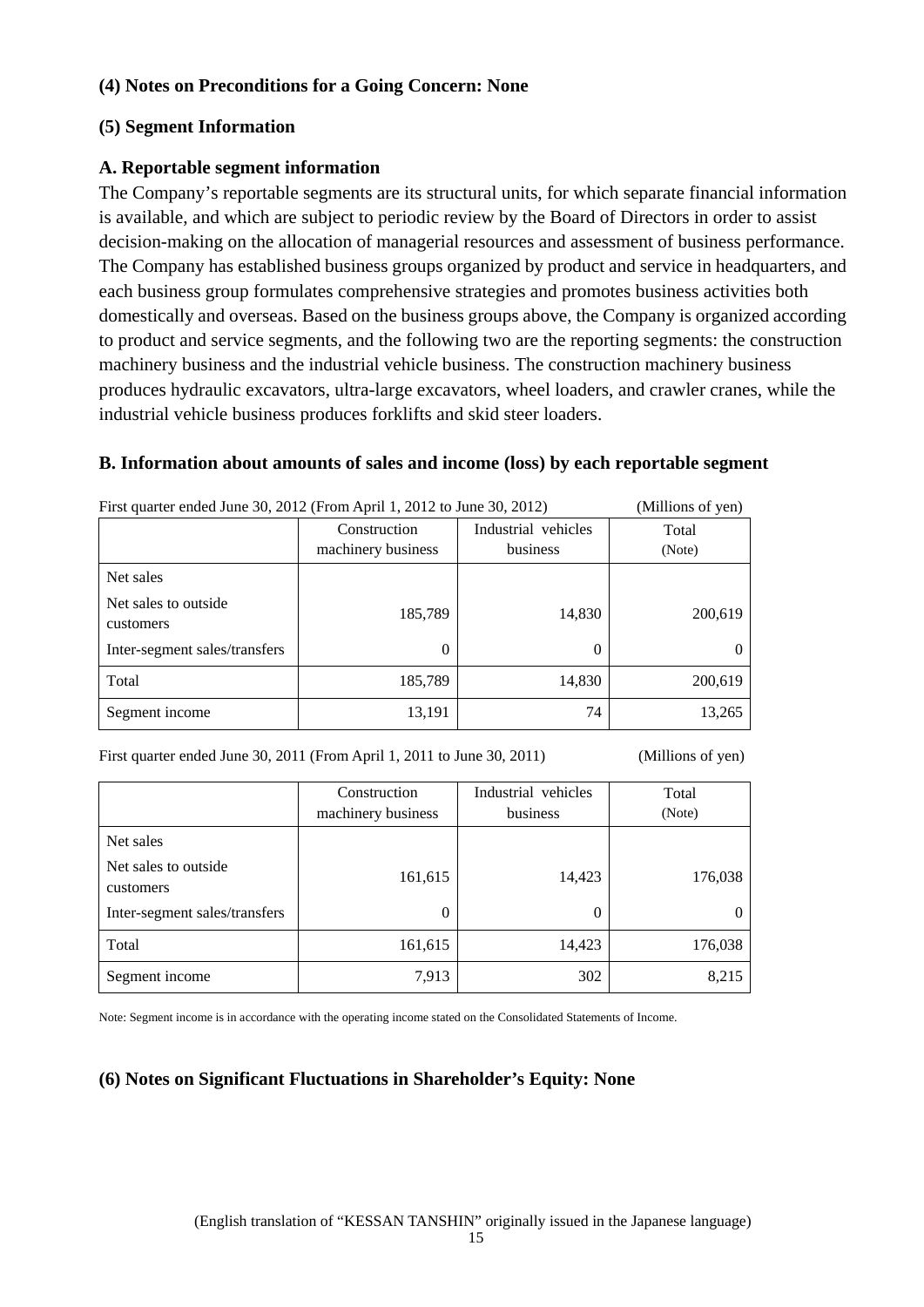### (4) Notes on Preconditions for a Going Concern: None

### (5) Segment Information

### A. Reportable segment information

The Company's reportable segments are its structural units, for which separate financial information is available, and which are subject to periodic review by the Board of Directors in order to assist decision-making on the allocation of managerial resources and assessment of business performance. The Company has established business groups organized by product and service in headquarters, and each business group formulates comprehensive strategies and promotes business activities both domestically and overseas. Based on the business groups above, the Company is organized according to product and service segments, and the following two are the reporting segments: the construction machinery business and the industrial vehicle business. The construction machinery business produces hydraulic excavators, ultra-large excavators, wheel loaders, and crawler cranes, while the industrial vehicle business produces forklifts and skid steer loaders.

### B. Information about amounts of sales and income (loss) by each reportable segment

First quarter ended June 30, 2012 (From April 1, 2012 to June 30, 2012) (Millions of yen)

| | Construction machinery business | Industrial vehicles business | Total (Note) |
|---|---|---|---|
| Net sales | | | |
| Net sales to outside customers | 185,789 | 14,830 | 200,619 |
| Inter-segment sales/transfers | 0 | 0 | 0 |
| Total | 185,789 | 14,830 | 200,619 |
| Segment income | 13,191 | 74 | 13,265 |

First quarter ended June 30, 2011 (From April 1, 2011 to June 30, 2011) (Millions of yen)

| | Construction machinery business | Industrial vehicles business | Total (Note) |
|---|---|---|---|
| Net sales | | | |
| Net sales to outside customers | 161,615 | 14,423 | 176,038 |
| Inter-segment sales/transfers | 0 | 0 | 0 |
| Total | 161,615 | 14,423 | 176,038 |
| Segment income | 7,913 | 302 | 8,215 |

Note: Segment income is in accordance with the operating income stated on the Consolidated Statements of Income.

### (6) Notes on Significant Fluctuations in Shareholder's Equity: None

(English translation of "KESSAN TANSHIN" originally issued in the Japanese language)